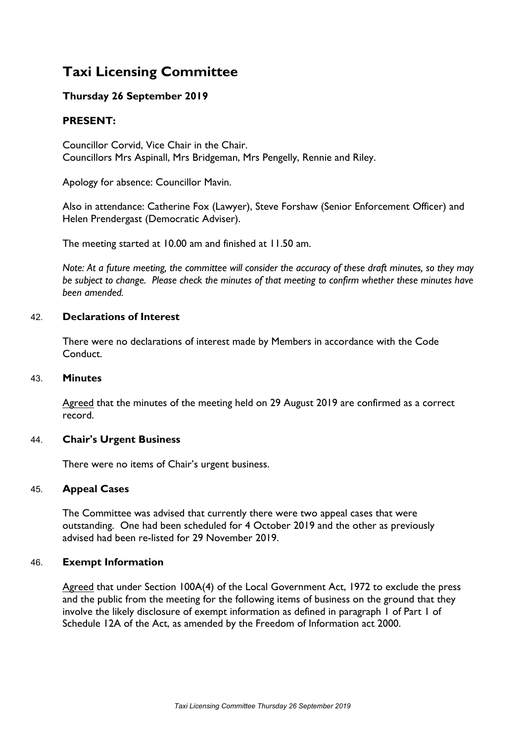# Taxi Licensing Committee

**Thursday 26 September 2019**

**PRESENT:**

Councillor Corvid, Vice Chair in the Chair.
Councillors Mrs Aspinall, Mrs Bridgeman, Mrs Pengelly, Rennie and Riley.

Apology for absence: Councillor Mavin.

Also in attendance: Catherine Fox (Lawyer), Steve Forshaw (Senior Enforcement Officer) and Helen Prendergast (Democratic Adviser).

The meeting started at 10.00 am and finished at 11.50 am.

*Note: At a future meeting, the committee will consider the accuracy of these draft minutes, so they may be subject to change. Please check the minutes of that meeting to confirm whether these minutes have been amended.*

### 42. **Declarations of Interest**

There were no declarations of interest made by Members in accordance with the Code Conduct.

### 43. **Minutes**

Agreed that the minutes of the meeting held on 29 August 2019 are confirmed as a correct record.

### 44. **Chair's Urgent Business**

There were no items of Chair's urgent business.

### 45. **Appeal Cases**

The Committee was advised that currently there were two appeal cases that were outstanding. One had been scheduled for 4 October 2019 and the other as previously advised had been re-listed for 29 November 2019.

### 46. **Exempt Information**

Agreed that under Section 100A(4) of the Local Government Act, 1972 to exclude the press and the public from the meeting for the following items of business on the ground that they involve the likely disclosure of exempt information as defined in paragraph 1 of Part 1 of Schedule 12A of the Act, as amended by the Freedom of Information act 2000.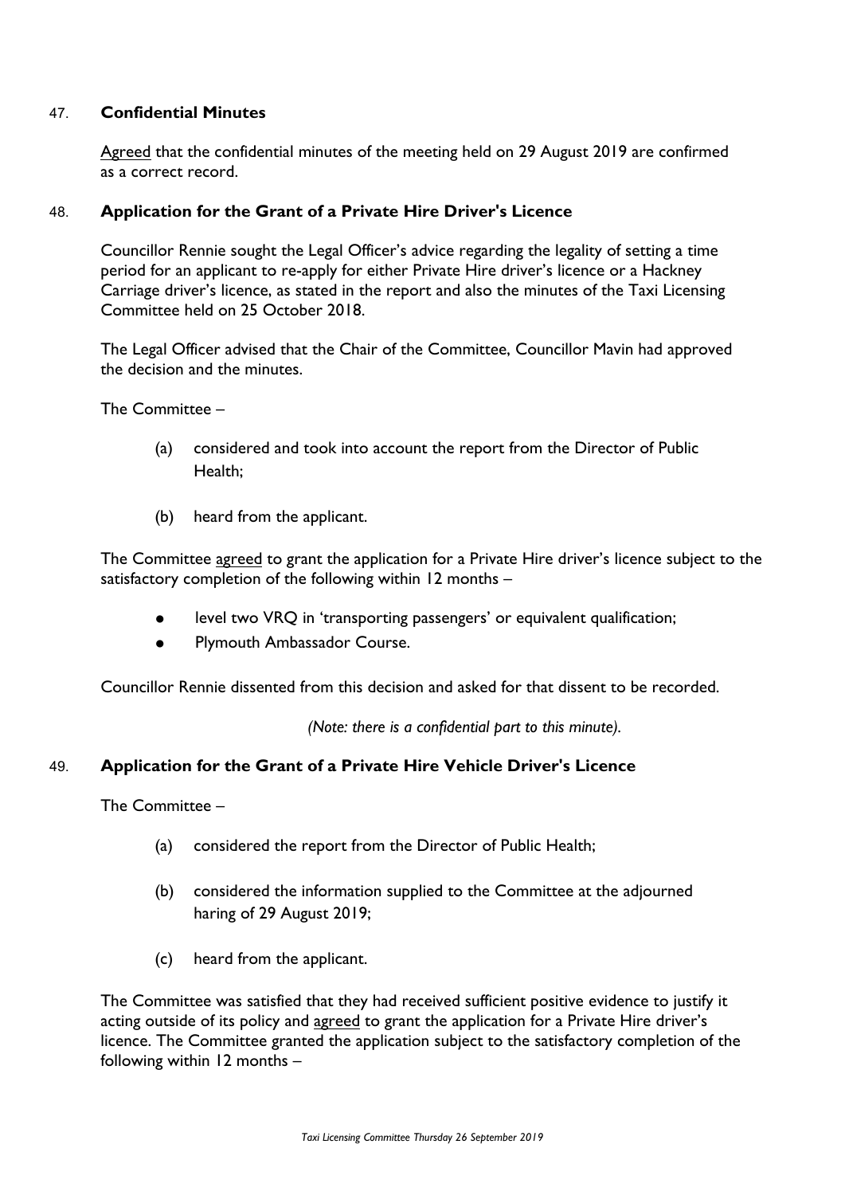### 47. **Confidential Minutes**

Agreed that the confidential minutes of the meeting held on 29 August 2019 are confirmed as a correct record.

### 48. **Application for the Grant of a Private Hire Driver's Licence**

Councillor Rennie sought the Legal Officer's advice regarding the legality of setting a time period for an applicant to re-apply for either Private Hire driver's licence or a Hackney Carriage driver's licence, as stated in the report and also the minutes of the Taxi Licensing Committee held on 25 October 2018.

The Legal Officer advised that the Chair of the Committee, Councillor Mavin had approved the decision and the minutes.

The Committee –

(a) considered and took into account the report from the Director of Public Health;

(b) heard from the applicant.

The Committee agreed to grant the application for a Private Hire driver's licence subject to the satisfactory completion of the following within 12 months –

- level two VRQ in 'transporting passengers' or equivalent qualification;
- Plymouth Ambassador Course.

Councillor Rennie dissented from this decision and asked for that dissent to be recorded.

*(Note: there is a confidential part to this minute).*

### 49. **Application for the Grant of a Private Hire Vehicle Driver's Licence**

The Committee –

(a) considered the report from the Director of Public Health;

(b) considered the information supplied to the Committee at the adjourned haring of 29 August 2019;

(c) heard from the applicant.

The Committee was satisfied that they had received sufficient positive evidence to justify it acting outside of its policy and agreed to grant the application for a Private Hire driver's licence. The Committee granted the application subject to the satisfactory completion of the following within 12 months –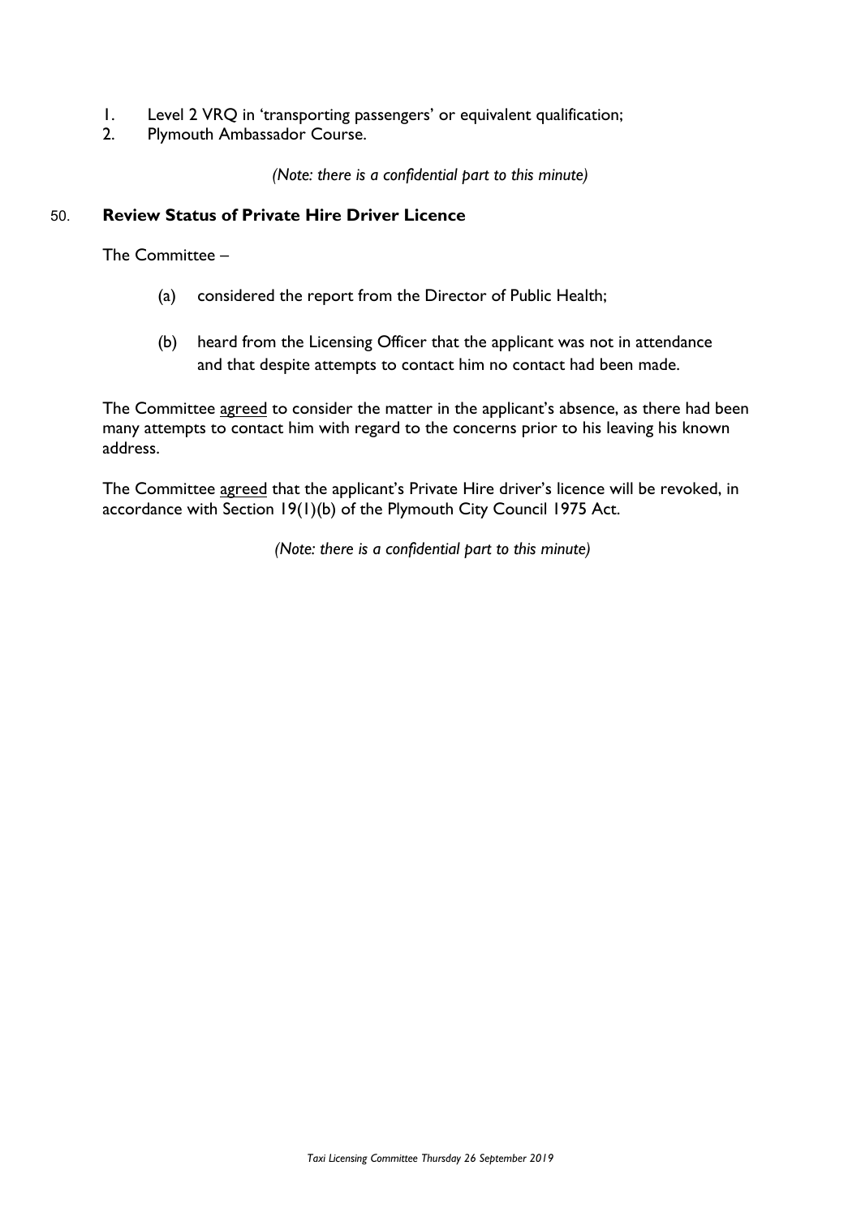1. Level 2 VRQ in 'transporting passengers' or equivalent qualification;
2. Plymouth Ambassador Course.

*(Note: there is a confidential part to this minute)*

## 50. Review Status of Private Hire Driver Licence

The Committee –

(a) considered the report from the Director of Public Health;

(b) heard from the Licensing Officer that the applicant was not in attendance and that despite attempts to contact him no contact had been made.

The Committee agreed to consider the matter in the applicant's absence, as there had been many attempts to contact him with regard to the concerns prior to his leaving his known address.

The Committee agreed that the applicant's Private Hire driver's licence will be revoked, in accordance with Section 19(1)(b) of the Plymouth City Council 1975 Act.

*(Note: there is a confidential part to this minute)*